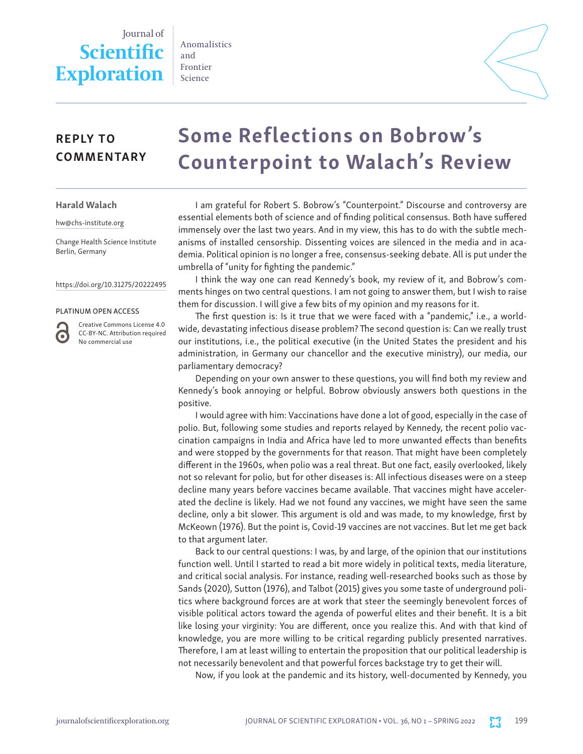Journal of **Scientific Exploration**

Anomalistics and Frontier Science

**REPLY TO COMMENTARY**

# Some Reflections on Bobrow's Counterpoint to Walach's Review

**Harald Walach**

hw@chs-institute.org

Change Health Science Institute
Berlin, Germany

https://doi.org/10.31275/20222495

PLATINUM OPEN ACCESS

Creative Commons License 4.0
CC-BY-NC. Attribution required
No commercial use

I am grateful for Robert S. Bobrow's "Counterpoint." Discourse and controversy are essential elements both of science and of finding political consensus. Both have suffered immensely over the last two years. And in my view, this has to do with the subtle mechanisms of installed censorship. Dissenting voices are silenced in the media and in academia. Political opinion is no longer a free, consensus-seeking debate. All is put under the umbrella of "unity for fighting the pandemic."

I think the way one can read Kennedy's book, my review of it, and Bobrow's comments hinges on two central questions. I am not going to answer them, but I wish to raise them for discussion. I will give a few bits of my opinion and my reasons for it.

The first question is: Is it true that we were faced with a "pandemic," i.e., a worldwide, devastating infectious disease problem? The second question is: Can we really trust our institutions, i.e., the political executive (in the United States the president and his administration, in Germany our chancellor and the executive ministry), our media, our parliamentary democracy?

Depending on your own answer to these questions, you will find both my review and Kennedy's book annoying or helpful. Bobrow obviously answers both questions in the positive.

I would agree with him: Vaccinations have done a lot of good, especially in the case of polio. But, following some studies and reports relayed by Kennedy, the recent polio vaccination campaigns in India and Africa have led to more unwanted effects than benefits and were stopped by the governments for that reason. That might have been completely different in the 1960s, when polio was a real threat. But one fact, easily overlooked, likely not so relevant for polio, but for other diseases is: All infectious diseases were on a steep decline many years before vaccines became available. That vaccines might have accelerated the decline is likely. Had we not found any vaccines, we might have seen the same decline, only a bit slower. This argument is old and was made, to my knowledge, first by McKeown (1976). But the point is, Covid-19 vaccines are not vaccines. But let me get back to that argument later.

Back to our central questions: I was, by and large, of the opinion that our institutions function well. Until I started to read a bit more widely in political texts, media literature, and critical social analysis. For instance, reading well-researched books such as those by Sands (2020), Sutton (1976), and Talbot (2015) gives you some taste of underground politics where background forces are at work that steer the seemingly benevolent forces of visible political actors toward the agenda of powerful elites and their benefit. It is a bit like losing your virginity: You are different, once you realize this. And with that kind of knowledge, you are more willing to be critical regarding publicly presented narratives. Therefore, I am at least willing to entertain the proposition that our political leadership is not necessarily benevolent and that powerful forces backstage try to get their will.

Now, if you look at the pandemic and its history, well-documented by Kennedy, you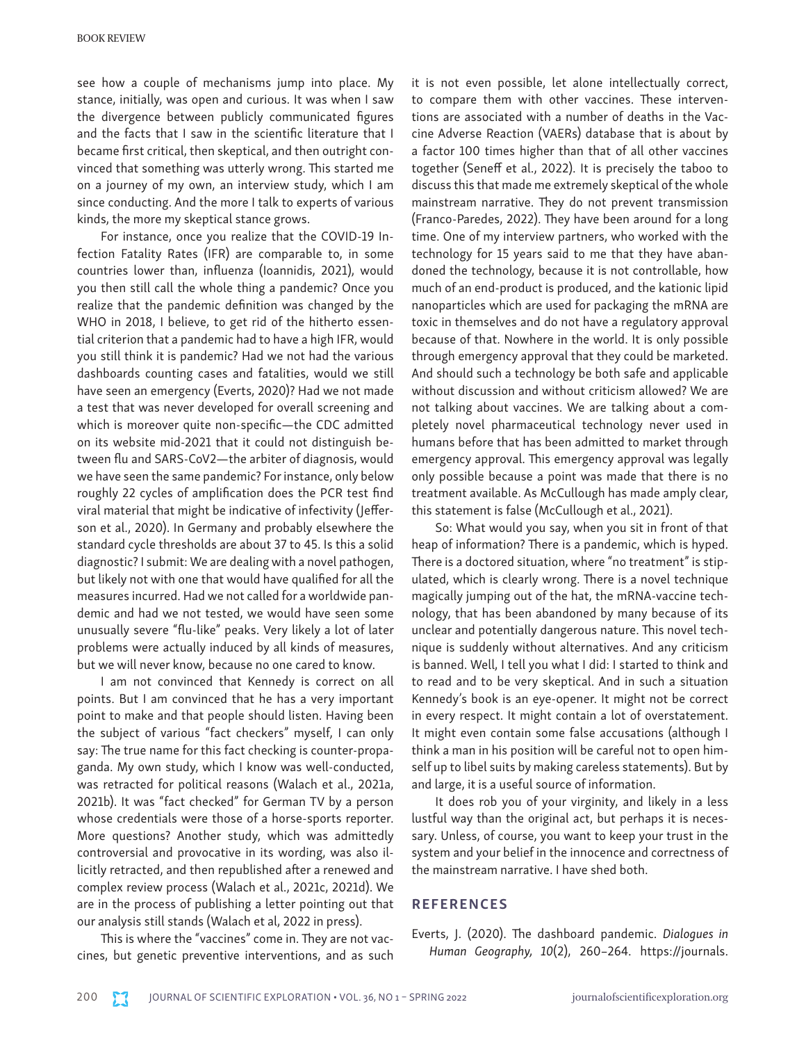see how a couple of mechanisms jump into place. My stance, initially, was open and curious. It was when I saw the divergence between publicly communicated figures and the facts that I saw in the scientific literature that I became first critical, then skeptical, and then outright convinced that something was utterly wrong. This started me on a journey of my own, an interview study, which I am since conducting. And the more I talk to experts of various kinds, the more my skeptical stance grows.

For instance, once you realize that the COVID-19 Infection Fatality Rates (IFR) are comparable to, in some countries lower than, influenza (Ioannidis, 2021), would you then still call the whole thing a pandemic? Once you realize that the pandemic definition was changed by the WHO in 2018, I believe, to get rid of the hitherto essential criterion that a pandemic had to have a high IFR, would you still think it is pandemic? Had we not had the various dashboards counting cases and fatalities, would we still have seen an emergency (Everts, 2020)? Had we not made a test that was never developed for overall screening and which is moreover quite non-specific—the CDC admitted on its website mid-2021 that it could not distinguish between flu and SARS-CoV2—the arbiter of diagnosis, would we have seen the same pandemic? For instance, only below roughly 22 cycles of amplification does the PCR test find viral material that might be indicative of infectivity (Jefferson et al., 2020). In Germany and probably elsewhere the standard cycle thresholds are about 37 to 45. Is this a solid diagnostic? I submit: We are dealing with a novel pathogen, but likely not with one that would have qualified for all the measures incurred. Had we not called for a worldwide pandemic and had we not tested, we would have seen some unusually severe "flu-like" peaks. Very likely a lot of later problems were actually induced by all kinds of measures, but we will never know, because no one cared to know.

I am not convinced that Kennedy is correct on all points. But I am convinced that he has a very important point to make and that people should listen. Having been the subject of various "fact checkers" myself, I can only say: The true name for this fact checking is counter-propaganda. My own study, which I know was well-conducted, was retracted for political reasons (Walach et al., 2021a, 2021b). It was "fact checked" for German TV by a person whose credentials were those of a horse-sports reporter. More questions? Another study, which was admittedly controversial and provocative in its wording, was also illicitly retracted, and then republished after a renewed and complex review process (Walach et al., 2021c, 2021d). We are in the process of publishing a letter pointing out that our analysis still stands (Walach et al, 2022 in press).

This is where the "vaccines" come in. They are not vaccines, but genetic preventive interventions, and as such it is not even possible, let alone intellectually correct, to compare them with other vaccines. These interventions are associated with a number of deaths in the Vaccine Adverse Reaction (VAERs) database that is about by a factor 100 times higher than that of all other vaccines together (Seneff et al., 2022). It is precisely the taboo to discuss this that made me extremely skeptical of the whole mainstream narrative. They do not prevent transmission (Franco-Paredes, 2022). They have been around for a long time. One of my interview partners, who worked with the technology for 15 years said to me that they have abandoned the technology, because it is not controllable, how much of an end-product is produced, and the kationic lipid nanoparticles which are used for packaging the mRNA are toxic in themselves and do not have a regulatory approval because of that. Nowhere in the world. It is only possible through emergency approval that they could be marketed. And should such a technology be both safe and applicable without discussion and without criticism allowed? We are not talking about vaccines. We are talking about a completely novel pharmaceutical technology never used in humans before that has been admitted to market through emergency approval. This emergency approval was legally only possible because a point was made that there is no treatment available. As McCullough has made amply clear, this statement is false (McCullough et al., 2021).

So: What would you say, when you sit in front of that heap of information? There is a pandemic, which is hyped. There is a doctored situation, where "no treatment" is stipulated, which is clearly wrong. There is a novel technique magically jumping out of the hat, the mRNA-vaccine technology, that has been abandoned by many because of its unclear and potentially dangerous nature. This novel technique is suddenly without alternatives. And any criticism is banned. Well, I tell you what I did: I started to think and to read and to be very skeptical. And in such a situation Kennedy's book is an eye-opener. It might not be correct in every respect. It might contain a lot of overstatement. It might even contain some false accusations (although I think a man in his position will be careful not to open himself up to libel suits by making careless statements). But by and large, it is a useful source of information.

It does rob you of your virginity, and likely in a less lustful way than the original act, but perhaps it is necessary. Unless, of course, you want to keep your trust in the system and your belief in the innocence and correctness of the mainstream narrative. I have shed both.

## REFERENCES

Everts, J. (2020). The dashboard pandemic. *Dialogues in Human Geography, 10*(2), 260–264. https://journals.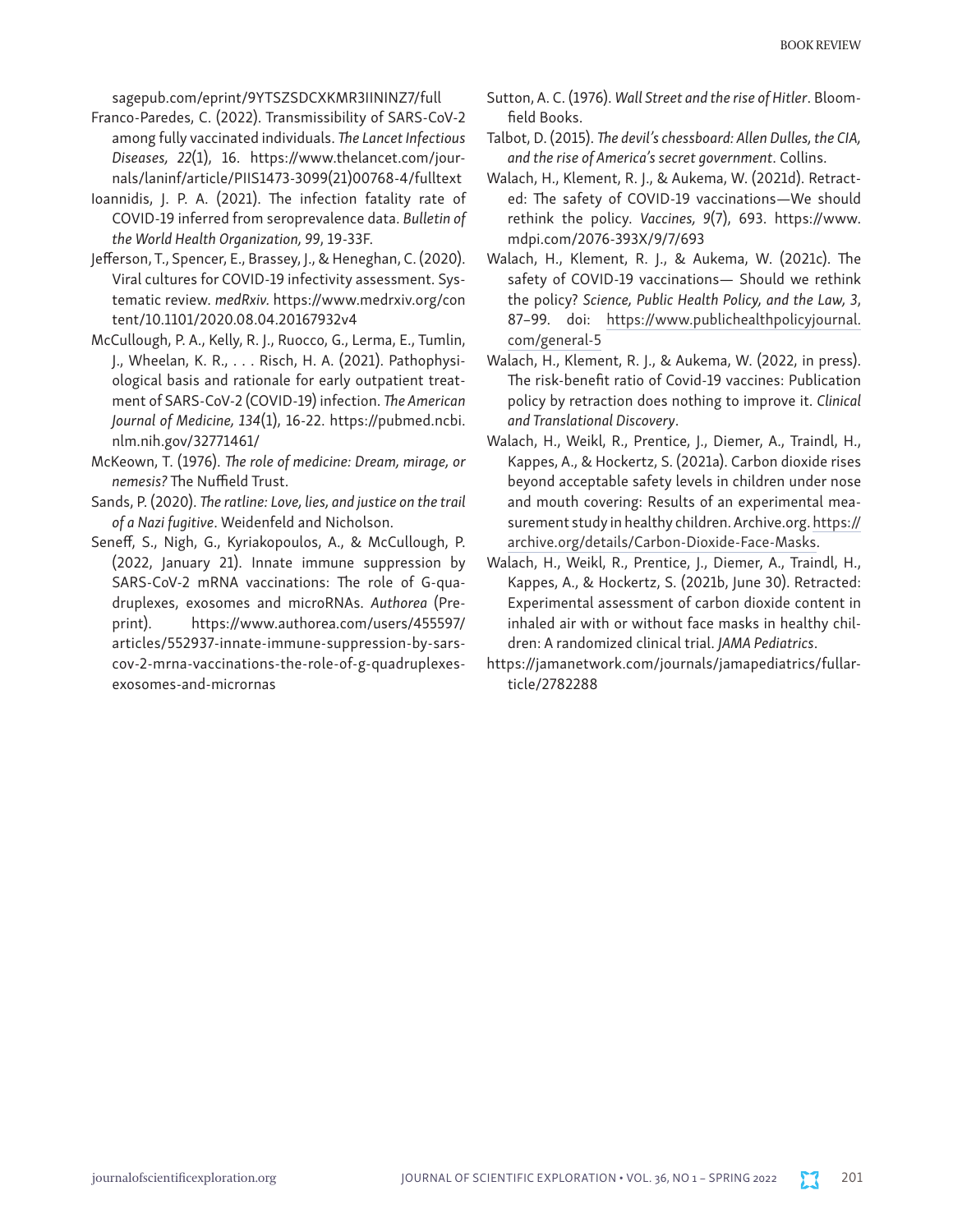sagepub.com/eprint/9YTSZSDCXKMR3IININZ7/full

Franco-Paredes, C. (2022). Transmissibility of SARS-CoV-2 among fully vaccinated individuals. *The Lancet Infectious Diseases, 22*(1), 16. https://www.thelancet.com/journals/laninf/article/PIIS1473-3099(21)00768-4/fulltext

Ioannidis, J. P. A. (2021). The infection fatality rate of COVID-19 inferred from seroprevalence data. *Bulletin of the World Health Organization, 99*, 19-33F.

Jefferson, T., Spencer, E., Brassey, J., & Heneghan, C. (2020). Viral cultures for COVID-19 infectivity assessment. Systematic review. *medRxiv.* https://www.medrxiv.org/content/10.1101/2020.08.04.20167932v4

McCullough, P. A., Kelly, R. J., Ruocco, G., Lerma, E., Tumlin, J., Wheelan, K. R., . . . Risch, H. A. (2021). Pathophysiological basis and rationale for early outpatient treatment of SARS-CoV-2 (COVID-19) infection. *The American Journal of Medicine, 134*(1), 16-22. https://pubmed.ncbi.nlm.nih.gov/32771461/

McKeown, T. (1976). *The role of medicine: Dream, mirage, or nemesis?* The Nuffield Trust.

Sands, P. (2020). *The ratline: Love, lies, and justice on the trail of a Nazi fugitive*. Weidenfeld and Nicholson.

Seneff, S., Nigh, G., Kyriakopoulos, A., & McCullough, P. (2022, January 21). Innate immune suppression by SARS-CoV-2 mRNA vaccinations: The role of G-quadruplexes, exosomes and microRNAs. *Authorea* (Preprint). https://www.authorea.com/users/455597/articles/552937-innate-immune-suppression-by-sars-cov-2-mrna-vaccinations-the-role-of-g-quadruplexes-exosomes-and-micrornas

Sutton, A. C. (1976). *Wall Street and the rise of Hitler*. Bloomfield Books.

Talbot, D. (2015). *The devil's chessboard: Allen Dulles, the CIA, and the rise of America's secret government*. Collins.

Walach, H., Klement, R. J., & Aukema, W. (2021d). Retracted: The safety of COVID-19 vaccinations—We should rethink the policy. *Vaccines, 9*(7), 693. https://www.mdpi.com/2076-393X/9/7/693

Walach, H., Klement, R. J., & Aukema, W. (2021c). The safety of COVID-19 vaccinations— Should we rethink the policy? *Science, Public Health Policy, and the Law, 3*, 87–99. doi: https://www.publichealthpolicyjournal.com/general-5

Walach, H., Klement, R. J., & Aukema, W. (2022, in press). The risk-benefit ratio of Covid-19 vaccines: Publication policy by retraction does nothing to improve it. *Clinical and Translational Discovery*.

Walach, H., Weikl, R., Prentice, J., Diemer, A., Traindl, H., Kappes, A., & Hockertz, S. (2021a). Carbon dioxide rises beyond acceptable safety levels in children under nose and mouth covering: Results of an experimental measurement study in healthy children. Archive.org. https://archive.org/details/Carbon-Dioxide-Face-Masks.

Walach, H., Weikl, R., Prentice, J., Diemer, A., Traindl, H., Kappes, A., & Hockertz, S. (2021b, June 30). Retracted: Experimental assessment of carbon dioxide content in inhaled air with or without face masks in healthy children: A randomized clinical trial. *JAMA Pediatrics*.

https://jamanetwork.com/journals/jamapediatrics/fullarticle/2782288